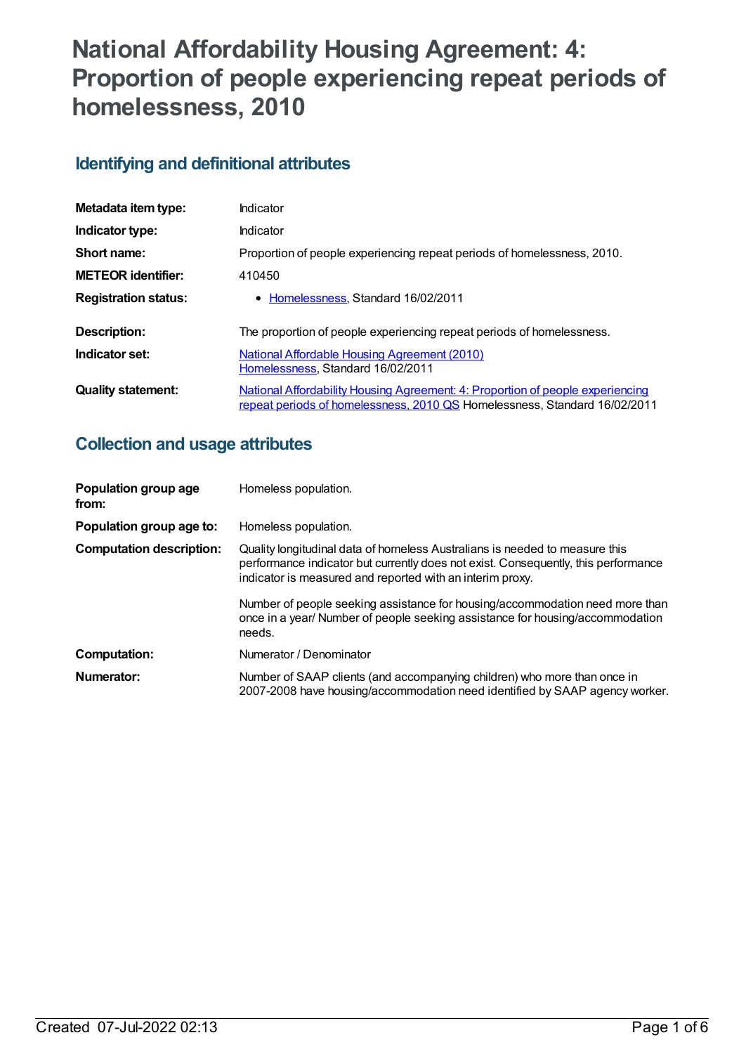# National Affordability Housing Agreement: 4: Proportion of people experiencing repeat periods of homelessness, 2010

## Identifying and definitional attributes

| | |
|---|---|
| **Metadata item type:** | Indicator |
| **Indicator type:** | Indicator |
| **Short name:** | Proportion of people experiencing repeat periods of homelessness, 2010. |
| **METEOR identifier:** | 410450 |
| **Registration status:** | • Homelessness, Standard 16/02/2011 |
| **Description:** | The proportion of people experiencing repeat periods of homelessness. |
| **Indicator set:** | National Affordable Housing Agreement (2010) Homelessness, Standard 16/02/2011 |
| **Quality statement:** | National Affordability Housing Agreement: 4: Proportion of people experiencing repeat periods of homelessness, 2010 QS Homelessness, Standard 16/02/2011 |

## Collection and usage attributes

| | |
|---|---|
| **Population group age from:** | Homeless population. |
| **Population group age to:** | Homeless population. |
| **Computation description:** | Quality longitudinal data of homeless Australians is needed to measure this performance indicator but currently does not exist. Consequently, this performance indicator is measured and reported with an interim proxy.<br><br>Number of people seeking assistance for housing/accommodation need more than once in a year/ Number of people seeking assistance for housing/accommodation needs. |
| **Computation:** | Numerator / Denominator |
| **Numerator:** | Number of SAAP clients (and accompanying children) who more than once in 2007-2008 have housing/accommodation need identified by SAAP agency worker. |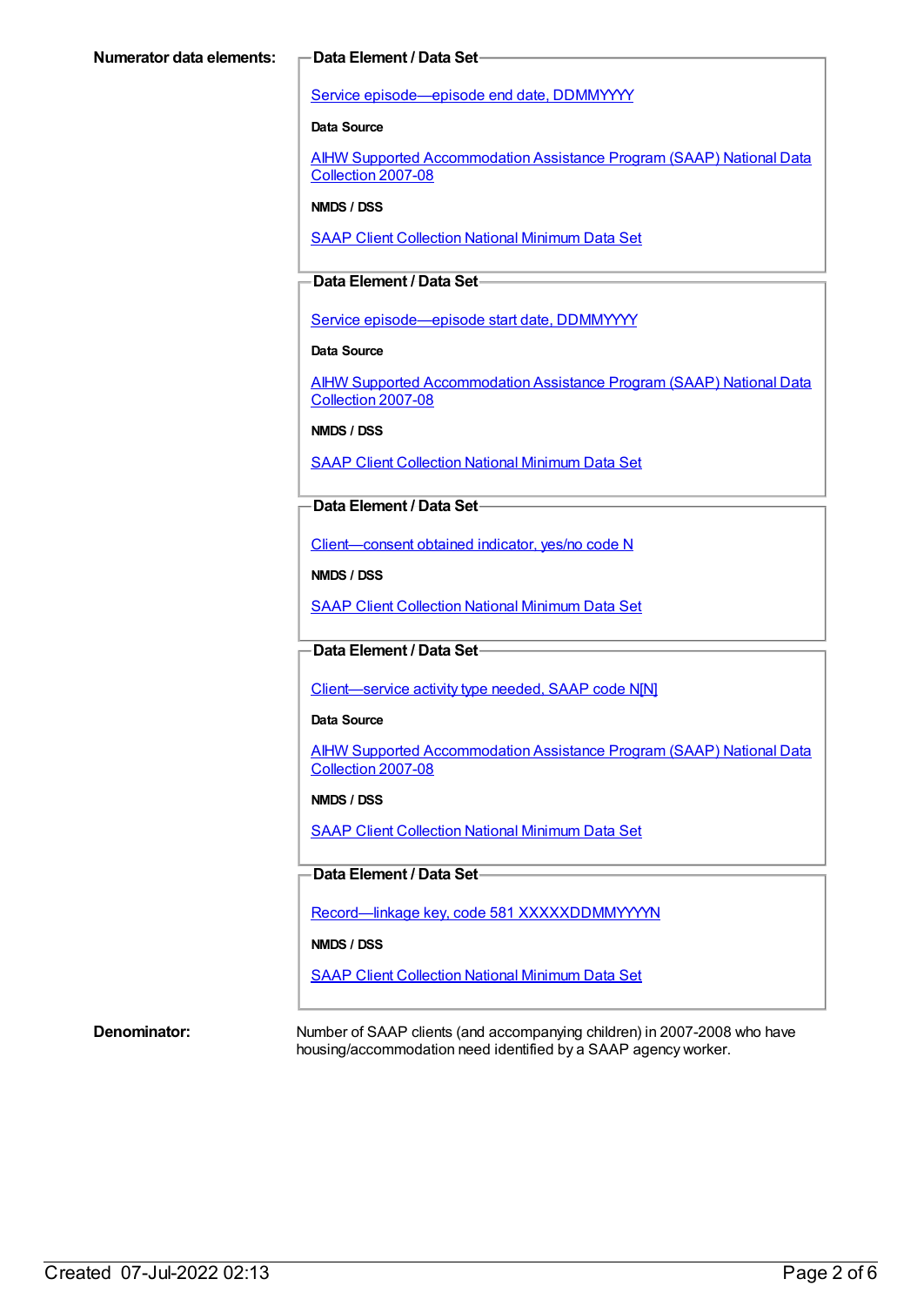**Numerator data elements:**

**Data Element / Data Set**

Service episode—episode end date, DDMMYYYY

**Data Source**

AIHW Supported Accommodation Assistance Program (SAAP) National Data Collection 2007-08

**NMDS / DSS**

SAAP Client Collection National Minimum Data Set

**Data Element / Data Set**

Service episode—episode start date, DDMMYYYY

**Data Source**

AIHW Supported Accommodation Assistance Program (SAAP) National Data Collection 2007-08

**NMDS / DSS**

SAAP Client Collection National Minimum Data Set

**Data Element / Data Set**

Client—consent obtained indicator, yes/no code N

**NMDS / DSS**

SAAP Client Collection National Minimum Data Set

**Data Element / Data Set**

Client—service activity type needed, SAAP code N[N]

**Data Source**

AIHW Supported Accommodation Assistance Program (SAAP) National Data Collection 2007-08

**NMDS / DSS**

SAAP Client Collection National Minimum Data Set

**Data Element / Data Set**

Record—linkage key, code 581 XXXXXDDMMYYYYN

**NMDS / DSS**

SAAP Client Collection National Minimum Data Set

**Denominator:**

Number of SAAP clients (and accompanying children) in 2007-2008 who have housing/accommodation need identified by a SAAP agency worker.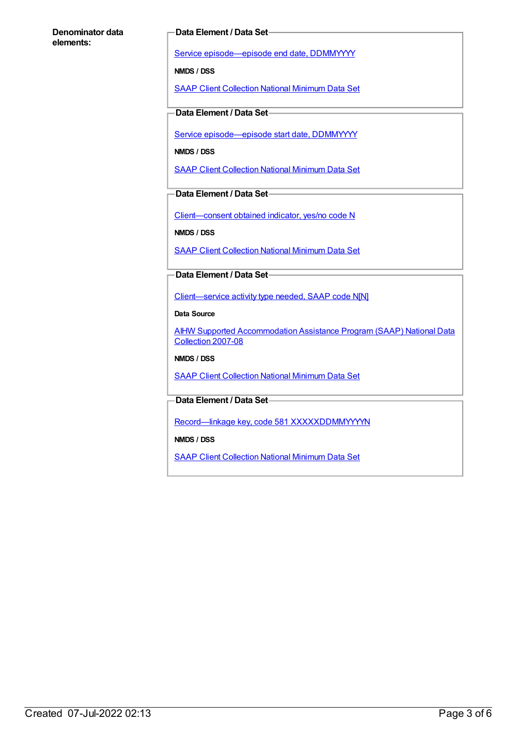**Denominator data elements:**

**Data Element / Data Set**

Service episode—episode end date, DDMMYYYY

**NMDS / DSS**

SAAP Client Collection National Minimum Data Set

**Data Element / Data Set**

Service episode—episode start date, DDMMYYYY

**NMDS / DSS**

SAAP Client Collection National Minimum Data Set

**Data Element / Data Set**

Client—consent obtained indicator, yes/no code N

**NMDS / DSS**

SAAP Client Collection National Minimum Data Set

**Data Element / Data Set**

Client—service activity type needed, SAAP code N[N]

**Data Source**

AIHW Supported Accommodation Assistance Program (SAAP) National Data Collection 2007-08

**NMDS / DSS**

SAAP Client Collection National Minimum Data Set

**Data Element / Data Set**

Record—linkage key, code 581 XXXXXDDMMYYYYN

**NMDS / DSS**

SAAP Client Collection National Minimum Data Set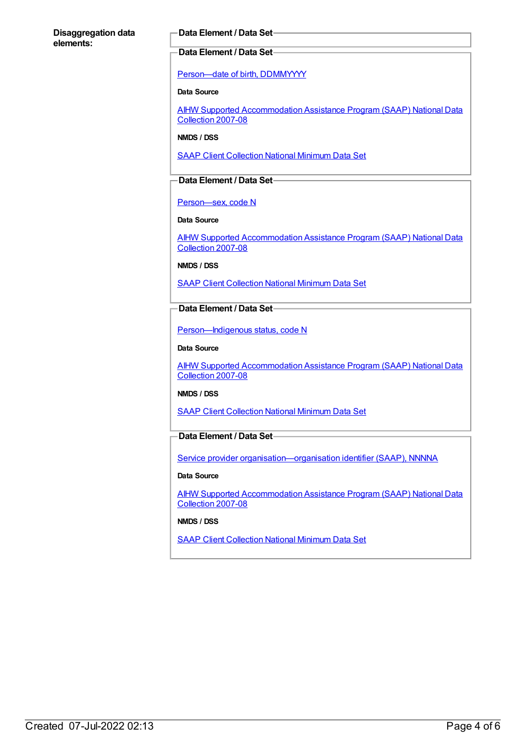**Disaggregation data elements:**

**Data Element / Data Set**

**Data Element / Data Set**

Person—date of birth, DDMMYYYY

**Data Source**

AIHW Supported Accommodation Assistance Program (SAAP) National Data Collection 2007-08

**NMDS / DSS**

SAAP Client Collection National Minimum Data Set

**Data Element / Data Set**

Person—sex, code N

**Data Source**

AIHW Supported Accommodation Assistance Program (SAAP) National Data Collection 2007-08

**NMDS / DSS**

SAAP Client Collection National Minimum Data Set

**Data Element / Data Set**

Person—Indigenous status, code N

**Data Source**

AIHW Supported Accommodation Assistance Program (SAAP) National Data Collection 2007-08

**NMDS / DSS**

SAAP Client Collection National Minimum Data Set

**Data Element / Data Set**

Service provider organisation—organisation identifier (SAAP), NNNNA

**Data Source**

AIHW Supported Accommodation Assistance Program (SAAP) National Data Collection 2007-08

**NMDS / DSS**

SAAP Client Collection National Minimum Data Set

Created 07-Jul-2022 02:13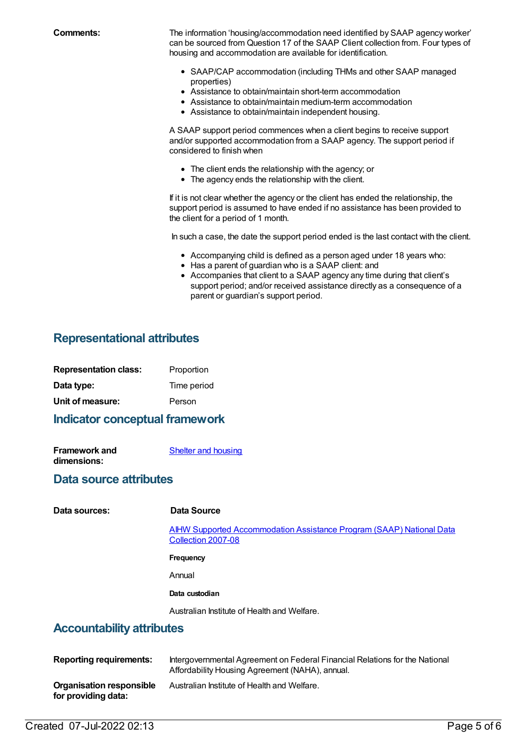**Comments:**

The information 'housing/accommodation need identified by SAAP agency worker' can be sourced from Question 17 of the SAAP Client collection from. Four types of housing and accommodation are available for identification.

- SAAP/CAP accommodation (including THMs and other SAAP managed properties)
- Assistance to obtain/maintain short-term accommodation
- Assistance to obtain/maintain medium-term accommodation
- Assistance to obtain/maintain independent housing.

A SAAP support period commences when a client begins to receive support and/or supported accommodation from a SAAP agency. The support period if considered to finish when

- The client ends the relationship with the agency; or
- The agency ends the relationship with the client.

If it is not clear whether the agency or the client has ended the relationship, the support period is assumed to have ended if no assistance has been provided to the client for a period of 1 month.

In such a case, the date the support period ended is the last contact with the client.

- Accompanying child is defined as a person aged under 18 years who:
- Has a parent of guardian who is a SAAP client: and
- Accompanies that client to a SAAP agency any time during that client's support period; and/or received assistance directly as a consequence of a parent or guardian's support period.

## Representational attributes

**Representation class:** Proportion

**Data type:** Time period

**Unit of measure:** Person

## Indicator conceptual framework

**Framework and dimensions:** Shelter and housing

## Data source attributes

**Data sources:**

**Data Source**

AIHW Supported Accommodation Assistance Program (SAAP) National Data Collection 2007-08

**Frequency**

Annual

**Data custodian**

Australian Institute of Health and Welfare.

## Accountability attributes

**Reporting requirements:** Intergovernmental Agreement on Federal Financial Relations for the National Affordability Housing Agreement (NAHA), annual.

**Organisation responsible for providing data:** Australian Institute of Health and Welfare.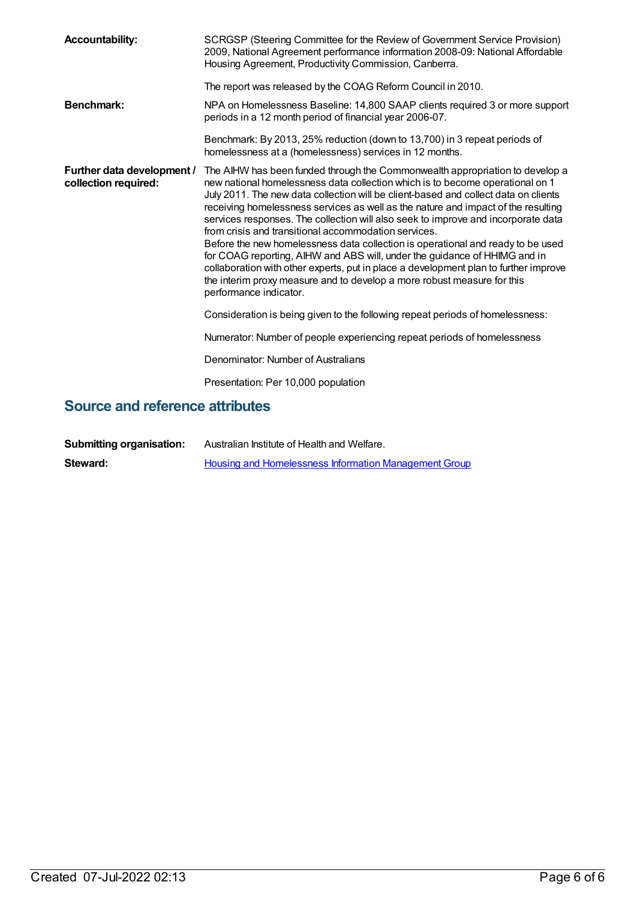**Accountability:** SCRGSP (Steering Committee for the Review of Government Service Provision) 2009, National Agreement performance information 2008-09: National Affordable Housing Agreement, Productivity Commission, Canberra.

The report was released by the COAG Reform Council in 2010.

**Benchmark:** NPA on Homelessness Baseline: 14,800 SAAP clients required 3 or more support periods in a 12 month period of financial year 2006-07.

Benchmark: By 2013, 25% reduction (down to 13,700) in 3 repeat periods of homelessness at a (homelessness) services in 12 months.

**Further data development / collection required:** The AIHW has been funded through the Commonwealth appropriation to develop a new national homelessness data collection which is to become operational on 1 July 2011. The new data collection will be client-based and collect data on clients receiving homelessness services as well as the nature and impact of the resulting services responses. The collection will also seek to improve and incorporate data from crisis and transitional accommodation services.
Before the new homelessness data collection is operational and ready to be used for COAG reporting, AIHW and ABS will, under the guidance of HHIMG and in collaboration with other experts, put in place a development plan to further improve the interim proxy measure and to develop a more robust measure for this performance indicator.

Consideration is being given to the following repeat periods of homelessness:

Numerator: Number of people experiencing repeat periods of homelessness

Denominator: Number of Australians

Presentation: Per 10,000 population

## Source and reference attributes

**Submitting organisation:** Australian Institute of Health and Welfare.

**Steward:** Housing and Homelessness Information Management Group